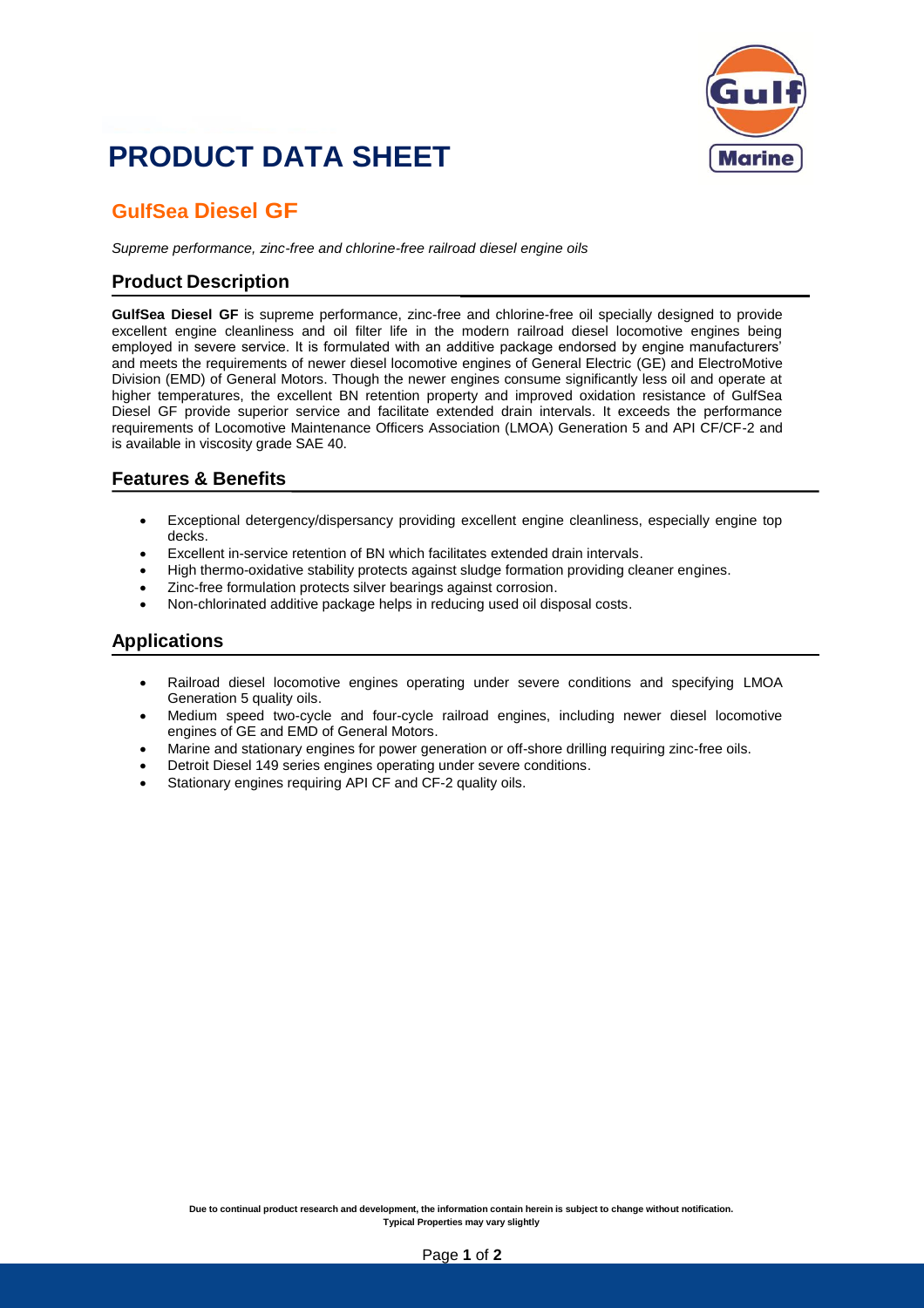# PRODUCT DATA SHEET

## GulfSea Diesel GF

*Supreme performance, zinc-free and chlorine-free railroad diesel engine oils*

## Product Description

**GulfSea Diesel GF** is supreme performance, zinc-free and chlorine-free oil specially designed to provide excellent engine cleanliness and oil filter life in the modern railroad diesel locomotive engines being employed in severe service. It is formulated with an additive package endorsed by engine manufacturers' and meets the requirements of newer diesel locomotive engines of General Electric (GE) and ElectroMotive Division (EMD) of General Motors. Though the newer engines consume significantly less oil and operate at higher temperatures, the excellent BN retention property and improved oxidation resistance of GulfSea Diesel GF provide superior service and facilitate extended drain intervals. It exceeds the performance requirements of Locomotive Maintenance Officers Association (LMOA) Generation 5 and API CF/CF-2 and is available in viscosity grade SAE 40.

## Features & Benefits

- Exceptional detergency/dispersancy providing excellent engine cleanliness, especially engine top decks.
- Excellent in-service retention of BN which facilitates extended drain intervals.
- High thermo-oxidative stability protects against sludge formation providing cleaner engines.
- Zinc-free formulation protects silver bearings against corrosion.
- Non-chlorinated additive package helps in reducing used oil disposal costs.

## Applications

- Railroad diesel locomotive engines operating under severe conditions and specifying LMOA Generation 5 quality oils.
- Medium speed two-cycle and four-cycle railroad engines, including newer diesel locomotive engines of GE and EMD of General Motors.
- Marine and stationary engines for power generation or off-shore drilling requiring zinc-free oils.
- Detroit Diesel 149 series engines operating under severe conditions.
- Stationary engines requiring API CF and CF-2 quality oils.

**Due to continual product research and development, the information contain herein is subject to change without notification.**
**Typical Properties may vary slightly**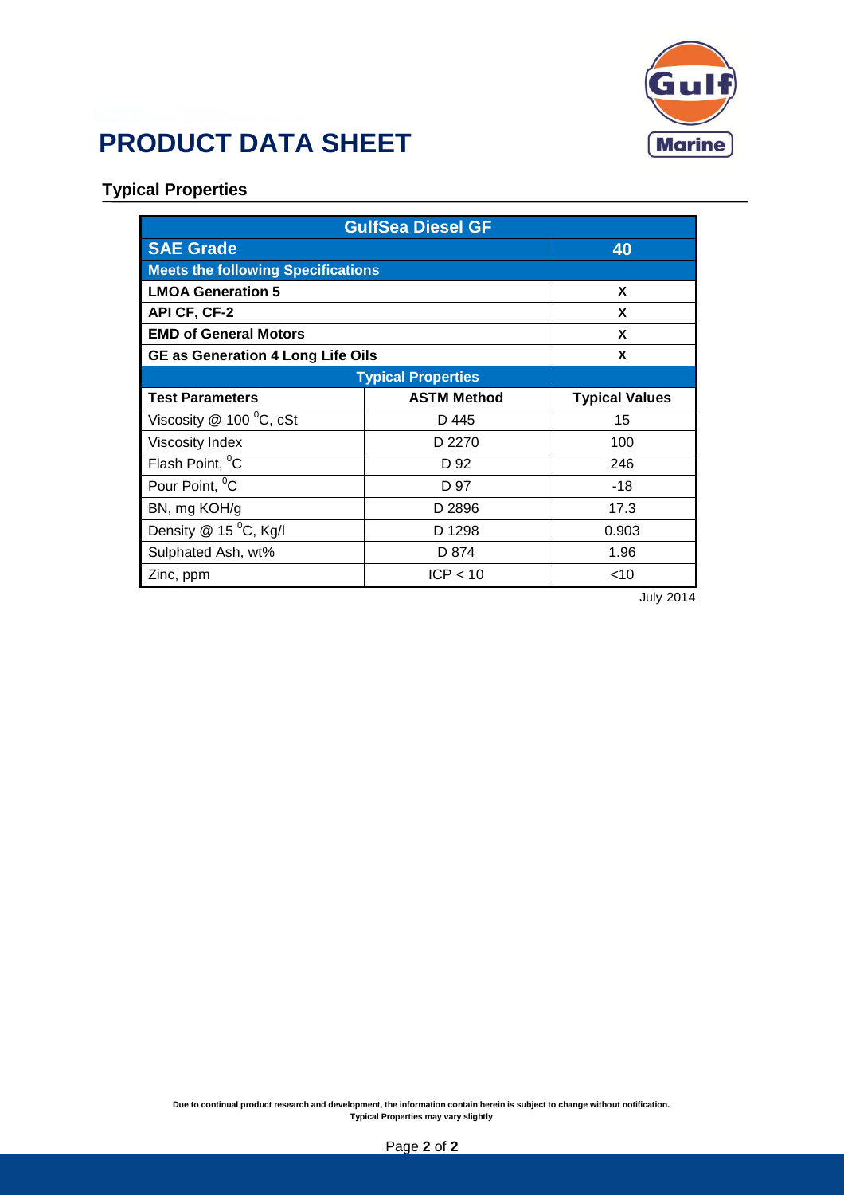# PRODUCT DATA SHEET

## Typical Properties

| GulfSea Diesel GF | | |
|---|---|---|
| **SAE Grade** | | **40** |
| **Meets the following Specifications** | | |
| **LMOA Generation 5** | | X |
| **API CF, CF-2** | | X |
| **EMD of General Motors** | | X |
| **GE as Generation 4 Long Life Oils** | | X |
| **Typical Properties** | | |
| **Test Parameters** | **ASTM Method** | **Typical Values** |
| Viscosity @ 100 $^0$C, cSt | D 445 | 15 |
| Viscosity Index | D 2270 | 100 |
| Flash Point, $^0$C | D 92 | 246 |
| Pour Point, $^0$C | D 97 | -18 |
| BN, mg KOH/g | D 2896 | 17.3 |
| Density @ 15 $^0$C, Kg/l | D 1298 | 0.903 |
| Sulphated Ash, wt% | D 874 | 1.96 |
| Zinc, ppm | ICP < 10 | <10 |

July 2014

**Due to continual product research and development, the information contain herein is subject to change without notification.**
**Typical Properties may vary slightly**